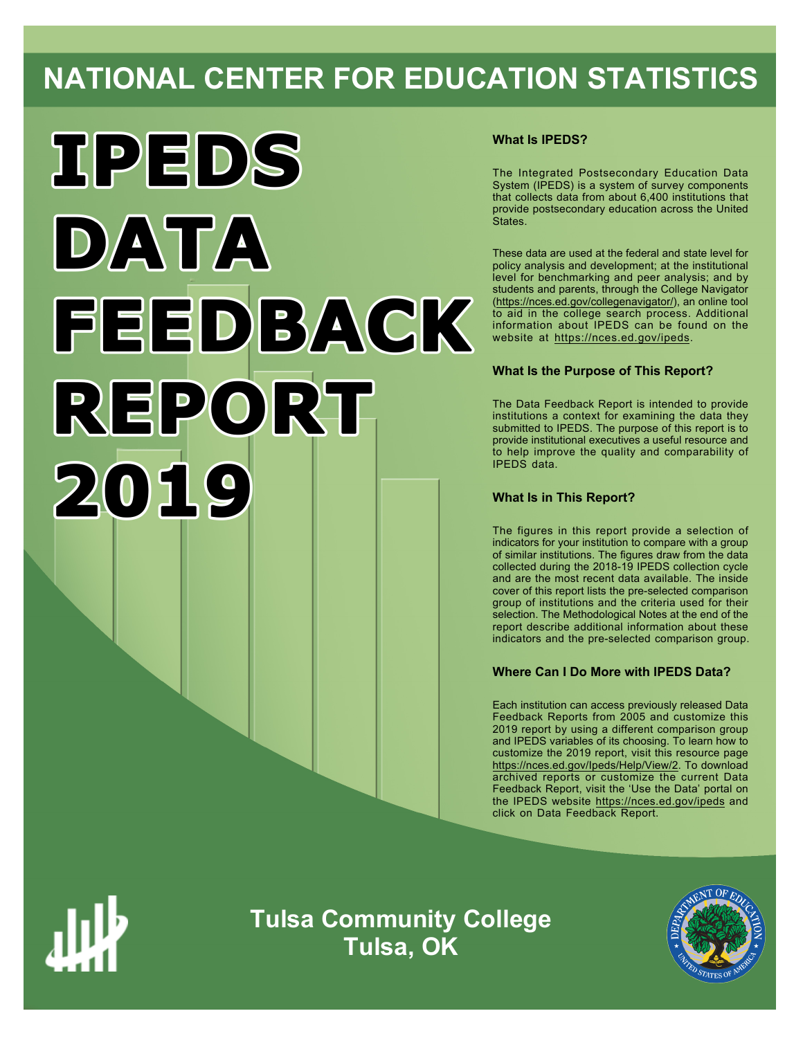# NATIONAL CENTER FOR EDUCATION STATISTICS

# IPEDS DATA FEEDBACK REPORT 2019

### What Is IPEDS?

The Integrated Postsecondary Education Data System (IPEDS) is a system of survey components that collects data from about 6,400 institutions that provide postsecondary education across the United States.

These data are used at the federal and state level for policy analysis and development; at the institutional level for benchmarking and peer analysis; and by students and parents, through the College Navigator (https://nces.ed.gov/collegenavigator/), an online tool to aid in the college search process. Additional information about IPEDS can be found on the website at https://nces.ed.gov/ipeds.

### What Is the Purpose of This Report?

The Data Feedback Report is intended to provide institutions a context for examining the data they submitted to IPEDS. The purpose of this report is to provide institutional executives a useful resource and to help improve the quality and comparability of IPEDS data.

### What Is in This Report?

The figures in this report provide a selection of indicators for your institution to compare with a group of similar institutions. The figures draw from the data collected during the 2018-19 IPEDS collection cycle and are the most recent data available. The inside cover of this report lists the pre-selected comparison group of institutions and the criteria used for their selection. The Methodological Notes at the end of the report describe additional information about these indicators and the pre-selected comparison group.

### Where Can I Do More with IPEDS Data?

Each institution can access previously released Data Feedback Reports from 2005 and customize this 2019 report by using a different comparison group and IPEDS variables of its choosing. To learn how to customize the 2019 report, visit this resource page https://nces.ed.gov/Ipeds/Help/View/2. To download archived reports or customize the current Data Feedback Report, visit the 'Use the Data' portal on the IPEDS website https://nces.ed.gov/ipeds and click on Data Feedback Report.

**Tulsa Community College**
**Tulsa, OK**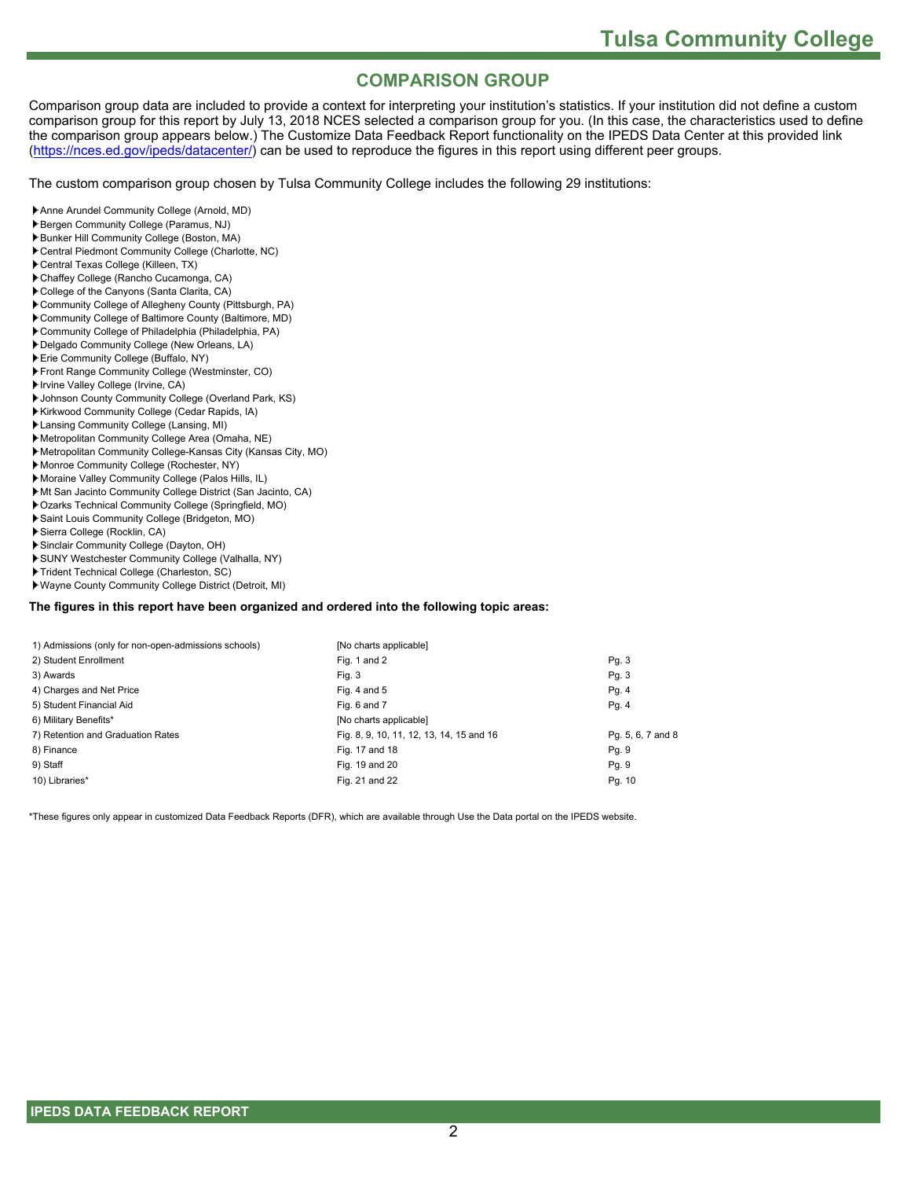## COMPARISON GROUP

Comparison group data are included to provide a context for interpreting your institution's statistics. If your institution did not define a custom comparison group for this report by July 13, 2018 NCES selected a comparison group for you. (In this case, the characteristics used to define the comparison group appears below.) The Customize Data Feedback Report functionality on the IPEDS Data Center at this provided link (https://nces.ed.gov/ipeds/datacenter/) can be used to reproduce the figures in this report using different peer groups.

The custom comparison group chosen by Tulsa Community College includes the following 29 institutions:

- Anne Arundel Community College (Arnold, MD)
- Bergen Community College (Paramus, NJ)
- Bunker Hill Community College (Boston, MA)
- Central Piedmont Community College (Charlotte, NC)
- Central Texas College (Killeen, TX)
- Chaffey College (Rancho Cucamonga, CA)
- College of the Canyons (Santa Clarita, CA)
- Community College of Allegheny County (Pittsburgh, PA)
- Community College of Baltimore County (Baltimore, MD)
- Community College of Philadelphia (Philadelphia, PA)
- Delgado Community College (New Orleans, LA)
- Erie Community College (Buffalo, NY)
- Front Range Community College (Westminster, CO)
- Irvine Valley College (Irvine, CA)
- Johnson County Community College (Overland Park, KS)
- Kirkwood Community College (Cedar Rapids, IA)
- Lansing Community College (Lansing, MI)
- Metropolitan Community College Area (Omaha, NE)
- Metropolitan Community College-Kansas City (Kansas City, MO)
- Monroe Community College (Rochester, NY)
- Moraine Valley Community College (Palos Hills, IL)
- Mt San Jacinto Community College District (San Jacinto, CA)
- Ozarks Technical Community College (Springfield, MO)
- Saint Louis Community College (Bridgeton, MO)
- Sierra College (Rocklin, CA)
- Sinclair Community College (Dayton, OH)
- SUNY Westchester Community College (Valhalla, NY)
- Trident Technical College (Charleston, SC)
- Wayne County Community College District (Detroit, MI)

**The figures in this report have been organized and ordered into the following topic areas:**

| Topic area | Figures | Pages |
|---|---|---|
| 1) Admissions (only for non-open-admissions schools) | [No charts applicable] | |
| 2) Student Enrollment | Fig. 1 and 2 | Pg. 3 |
| 3) Awards | Fig. 3 | Pg. 3 |
| 4) Charges and Net Price | Fig. 4 and 5 | Pg. 4 |
| 5) Student Financial Aid | Fig. 6 and 7 | Pg. 4 |
| 6) Military Benefits* | [No charts applicable] | |
| 7) Retention and Graduation Rates | Fig. 8, 9, 10, 11, 12, 13, 14, 15 and 16 | Pg. 5, 6, 7 and 8 |
| 8) Finance | Fig. 17 and 18 | Pg. 9 |
| 9) Staff | Fig. 19 and 20 | Pg. 9 |
| 10) Libraries* | Fig. 21 and 22 | Pg. 10 |

*These figures only appear in customized Data Feedback Reports (DFR), which are available through Use the Data portal on the IPEDS website.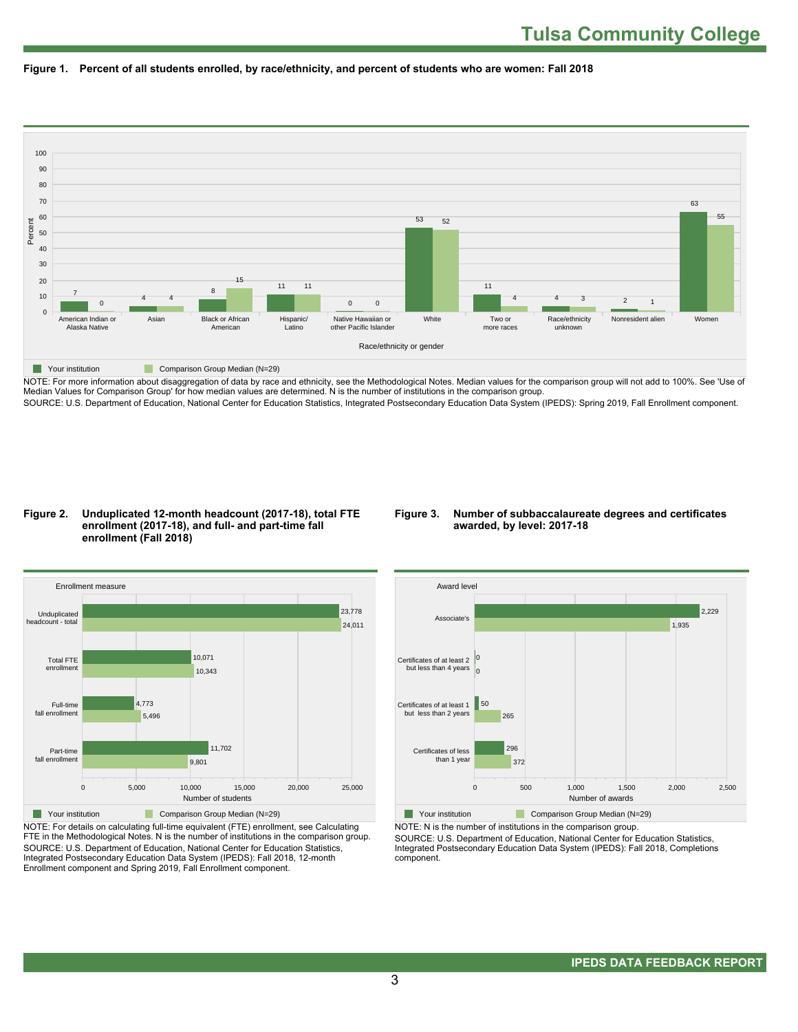# Tulsa Community College

**Figure 1. Percent of all students enrolled, by race/ethnicity, and percent of students who are women: Fall 2018**

| Race/ethnicity or gender | Your institution | Comparison Group Median (N=29) |
|---|---|---|
| American Indian or Alaska Native | 7 | 0 |
| Asian | 4 | 4 |
| Black or African American | 8 | 15 |
| Hispanic/Latino | 11 | 11 |
| Native Hawaiian or other Pacific Islander | 0 | 0 |
| White | 53 | 52 |
| Two or more races | 11 | 4 |
| Race/ethnicity unknown | 4 | 3 |
| Nonresident alien | 2 | 1 |
| Women | 63 | 55 |

NOTE: For more information about disaggregation of data by race and ethnicity, see the Methodological Notes. Median values for the comparison group will not add to 100%. See 'Use of Median Values for Comparison Group' for how median values are determined. N is the number of institutions in the comparison group.

SOURCE: U.S. Department of Education, National Center for Education Statistics, Integrated Postsecondary Education Data System (IPEDS): Spring 2019, Fall Enrollment component.

**Figure 2. Unduplicated 12-month headcount (2017-18), total FTE enrollment (2017-18), and full- and part-time fall enrollment (Fall 2018)**

| Enrollment measure | Your institution | Comparison Group Median (N=29) |
|---|---|---|
| Unduplicated headcount - total | 23,778 | 24,011 |
| Total FTE enrollment | 10,071 | 10,343 |
| Full-time fall enrollment | 4,773 | 5,496 |
| Part-time fall enrollment | 11,702 | 9,801 |

NOTE: For details on calculating full-time equivalent (FTE) enrollment, see Calculating FTE in the Methodological Notes. N is the number of institutions in the comparison group.

SOURCE: U.S. Department of Education, National Center for Education Statistics, Integrated Postsecondary Education Data System (IPEDS): Fall 2018, 12-month Enrollment component and Spring 2019, Fall Enrollment component.

**Figure 3. Number of subbaccalaureate degrees and certificates awarded, by level: 2017-18**

| Award level | Your institution | Comparison Group Median (N=29) |
|---|---|---|
| Associate's | 2,229 | 1,935 |
| Certificates of at least 2 but less than 4 years | 0 | 0 |
| Certificates of at least 1 but less than 2 years | 50 | 265 |
| Certificates of less than 1 year | 296 | 372 |

NOTE: N is the number of institutions in the comparison group.

SOURCE: U.S. Department of Education, National Center for Education Statistics, Integrated Postsecondary Education Data System (IPEDS): Fall 2018, Completions component.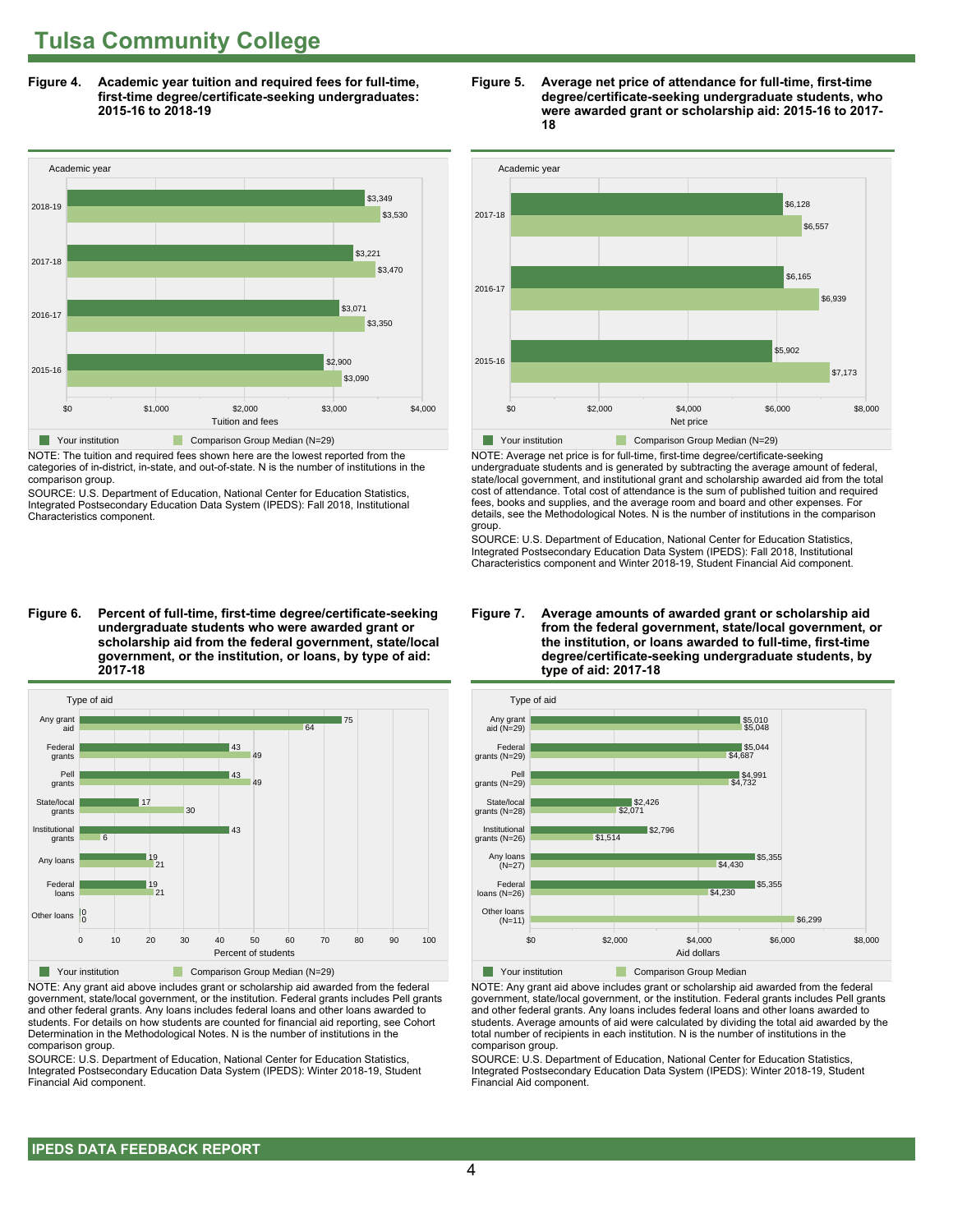# Tulsa Community College

**Figure 4. Academic year tuition and required fees for full-time, first-time degree/certificate-seeking undergraduates: 2015-16 to 2018-19**

| Academic year | Your institution | Comparison Group Median (N=29) |
|---|---|---|
| 2018-19 | $3,349 | $3,530 |
| 2017-18 | $3,221 | $3,470 |
| 2016-17 | $3,071 | $3,350 |
| 2015-16 | $2,900 | $3,090 |

NOTE: The tuition and required fees shown here are the lowest reported from the categories of in-district, in-state, and out-of-state. N is the number of institutions in the comparison group.

SOURCE: U.S. Department of Education, National Center for Education Statistics, Integrated Postsecondary Education Data System (IPEDS): Fall 2018, Institutional Characteristics component.

**Figure 5. Average net price of attendance for full-time, first-time degree/certificate-seeking undergraduate students, who were awarded grant or scholarship aid: 2015-16 to 2017-18**

| Academic year | Your institution | Comparison Group Median (N=29) |
|---|---|---|
| 2017-18 | $6,128 | $6,557 |
| 2016-17 | $6,165 | $6,939 |
| 2015-16 | $5,902 | $7,173 |

NOTE: Average net price is for full-time, first-time degree/certificate-seeking undergraduate students and is generated by subtracting the average amount of federal, state/local government, and institutional grant and scholarship awarded aid from the total cost of attendance. Total cost of attendance is the sum of published tuition and required fees, books and supplies, and the average room and board and other expenses. For details, see the Methodological Notes. N is the number of institutions in the comparison group.

SOURCE: U.S. Department of Education, National Center for Education Statistics, Integrated Postsecondary Education Data System (IPEDS): Fall 2018, Institutional Characteristics component and Winter 2018-19, Student Financial Aid component.

**Figure 6. Percent of full-time, first-time degree/certificate-seeking undergraduate students who were awarded grant or scholarship aid from the federal government, state/local government, or the institution, or loans, by type of aid: 2017-18**

| Type of aid | Your institution | Comparison Group Median (N=29) |
|---|---|---|
| Any grant aid | 75 | 64 |
| Federal grants | 43 | 49 |
| Pell grants | 43 | 49 |
| State/local grants | 17 | 30 |
| Institutional grants | 43 | 6 |
| Any loans | 19 | 21 |
| Federal loans | 19 | 21 |
| Other loans | 0 | 0 |

NOTE: Any grant aid above includes grant or scholarship aid awarded from the federal government, state/local government, or the institution. Federal grants includes Pell grants and other federal grants. Any loans includes federal loans and other loans awarded to students. For details on how students are counted for financial aid reporting, see Cohort Determination in the Methodological Notes. N is the number of institutions in the comparison group.

SOURCE: U.S. Department of Education, National Center for Education Statistics, Integrated Postsecondary Education Data System (IPEDS): Winter 2018-19, Student Financial Aid component.

**Figure 7. Average amounts of awarded grant or scholarship aid from the federal government, state/local government, or the institution, or loans awarded to full-time, first-time degree/certificate-seeking undergraduate students, by type of aid: 2017-18**

| Type of aid | Your institution | Comparison Group Median |
|---|---|---|
| Any grant aid (N=29) | $5,010 | $5,048 |
| Federal grants (N=29) | $5,044 | $4,687 |
| Pell grants (N=29) | $4,991 | $4,732 |
| State/local grants (N=28) | $2,426 | $2,071 |
| Institutional grants (N=26) | $2,796 | $1,514 |
| Any loans (N=27) | $5,355 | $4,430 |
| Federal loans (N=26) | $5,355 | $4,230 |
| Other loans (N=11) | | $6,299 |

NOTE: Any grant aid above includes grant or scholarship aid awarded from the federal government, state/local government, or the institution. Federal grants includes Pell grants and other federal grants. Any loans includes federal loans and other loans awarded to students. Average amounts of aid were calculated by dividing the total aid awarded by the total number of recipients in each institution. N is the number of institutions in the comparison group.

SOURCE: U.S. Department of Education, National Center for Education Statistics, Integrated Postsecondary Education Data System (IPEDS): Winter 2018-19, Student Financial Aid component.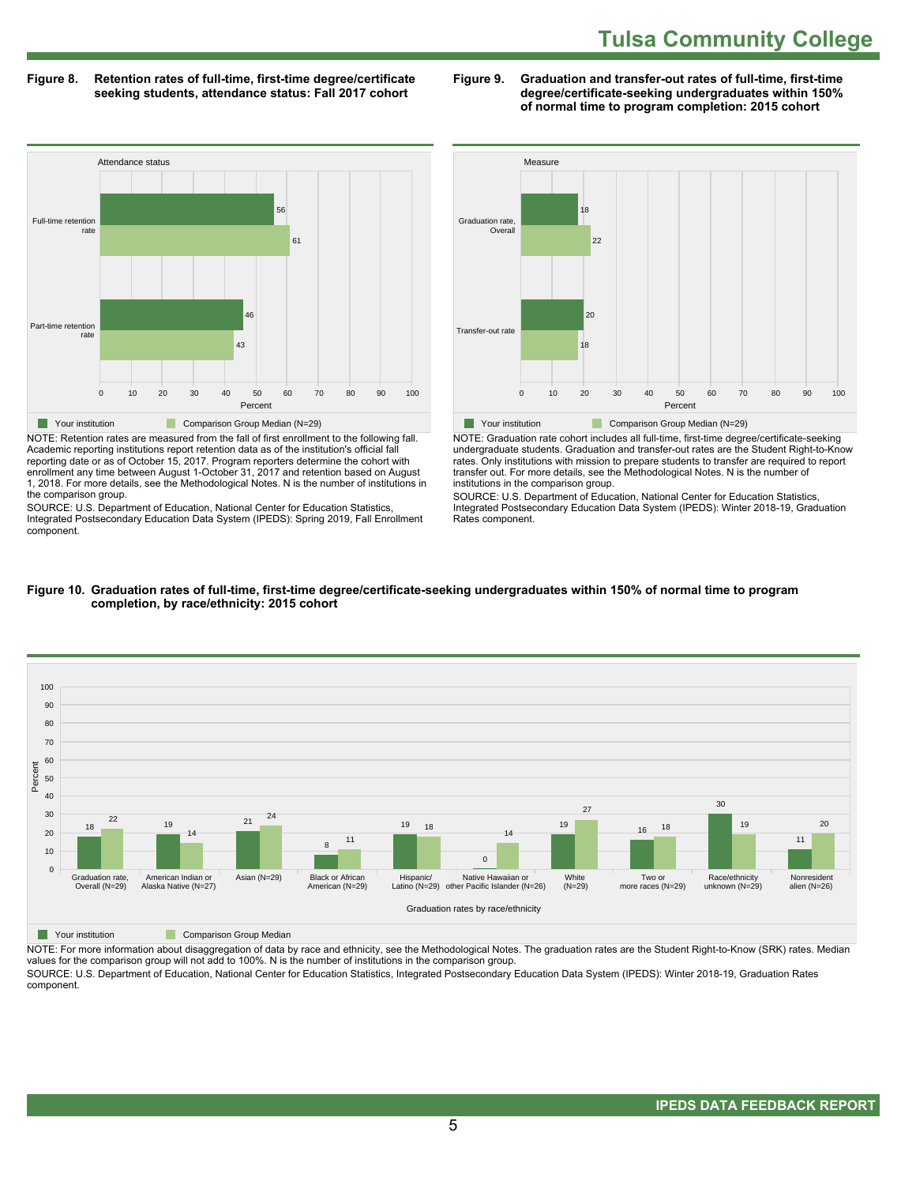## Tulsa Community College

**Figure 8. Retention rates of full-time, first-time degree/certificate seeking students, attendance status: Fall 2017 cohort**

| Attendance status | Your institution | Comparison Group Median (N=29) |
|---|---|---|
| Full-time retention rate | 56 | 61 |
| Part-time retention rate | 46 | 43 |

NOTE: Retention rates are measured from the fall of first enrollment to the following fall. Academic reporting institutions report retention data as of the institution's official fall reporting date or as of October 15, 2017. Program reporters determine the cohort with enrollment any time between August 1-October 31, 2017 and retention based on August 1, 2018. For more details, see the Methodological Notes. N is the number of institutions in the comparison group.

SOURCE: U.S. Department of Education, National Center for Education Statistics, Integrated Postsecondary Education Data System (IPEDS): Spring 2019, Fall Enrollment component.

**Figure 9. Graduation and transfer-out rates of full-time, first-time degree/certificate-seeking undergraduates within 150% of normal time to program completion: 2015 cohort**

| Measure | Your institution | Comparison Group Median (N=29) |
|---|---|---|
| Graduation rate, Overall | 18 | 22 |
| Transfer-out rate | 20 | 18 |

NOTE: Graduation rate cohort includes all full-time, first-time degree/certificate-seeking undergraduate students. Graduation and transfer-out rates are the Student Right-to-Know rates. Only institutions with mission to prepare students to transfer are required to report transfer out. For more details, see the Methodological Notes. N is the number of institutions in the comparison group.

SOURCE: U.S. Department of Education, National Center for Education Statistics, Integrated Postsecondary Education Data System (IPEDS): Winter 2018-19, Graduation Rates component.

**Figure 10. Graduation rates of full-time, first-time degree/certificate-seeking undergraduates within 150% of normal time to program completion, by race/ethnicity: 2015 cohort**

| Graduation rates by race/ethnicity | Your institution | Comparison Group Median |
|---|---|---|
| Graduation rate, Overall (N=29) | 18 | 22 |
| American Indian or Alaska Native (N=27) | 19 | 14 |
| Asian (N=29) | 21 | 24 |
| Black or African American (N=29) | 8 | 11 |
| Hispanic/ Latino (N=29) | 19 | 18 |
| Native Hawaiian or other Pacific Islander (N=26) | 0 | 14 |
| White (N=29) | 19 | 27 |
| Two or more races (N=29) | 16 | 18 |
| Race/ethnicity unknown (N=29) | 30 | 19 |
| Nonresident alien (N=26) | 11 | 20 |

NOTE: For more information about disaggregation of data by race and ethnicity, see the Methodological Notes. The graduation rates are the Student Right-to-Know (SRK) rates. Median values for the comparison group will not add to 100%. N is the number of institutions in the comparison group.

SOURCE: U.S. Department of Education, National Center for Education Statistics, Integrated Postsecondary Education Data System (IPEDS): Winter 2018-19, Graduation Rates component.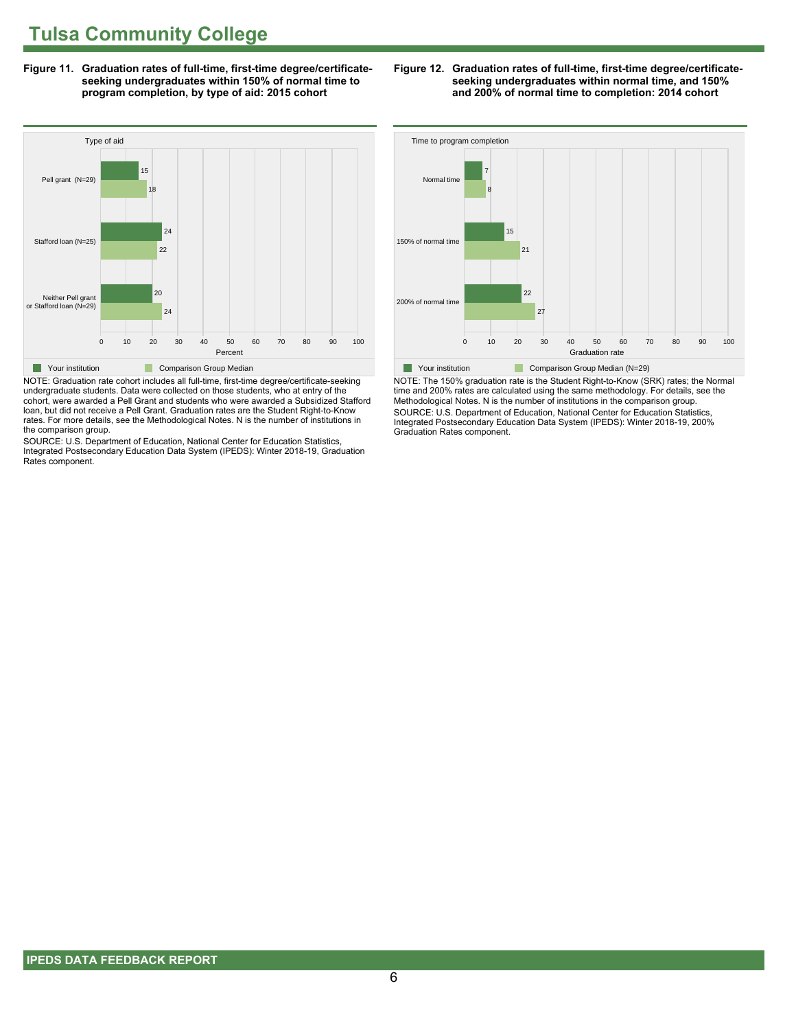# Tulsa Community College

**Figure 11. Graduation rates of full-time, first-time degree/certificate-seeking undergraduates within 150% of normal time to program completion, by type of aid: 2015 cohort**

| Type of aid | Your institution | Comparison Group Median |
|---|---|---|
| Pell grant (N=29) | 15 | 18 |
| Stafford loan (N=25) | 24 | 22 |
| Neither Pell grant or Stafford loan (N=29) | 20 | 24 |

NOTE: Graduation rate cohort includes all full-time, first-time degree/certificate-seeking undergraduate students. Data were collected on those students, who at entry of the cohort, were awarded a Pell Grant and students who were awarded a Subsidized Stafford loan, but did not receive a Pell Grant. Graduation rates are the Student Right-to-Know rates. For more details, see the Methodological Notes. N is the number of institutions in the comparison group.

SOURCE: U.S. Department of Education, National Center for Education Statistics, Integrated Postsecondary Education Data System (IPEDS): Winter 2018-19, Graduation Rates component.

**Figure 12. Graduation rates of full-time, first-time degree/certificate-seeking undergraduates within normal time, and 150% and 200% of normal time to completion: 2014 cohort**

| Time to program completion | Your institution | Comparison Group Median (N=29) |
|---|---|---|
| Normal time | 7 | 8 |
| 150% of normal time | 15 | 21 |
| 200% of normal time | 22 | 27 |

NOTE: The 150% graduation rate is the Student Right-to-Know (SRK) rates; the Normal time and 200% rates are calculated using the same methodology. For details, see the Methodological Notes. N is the number of institutions in the comparison group.

SOURCE: U.S. Department of Education, National Center for Education Statistics, Integrated Postsecondary Education Data System (IPEDS): Winter 2018-19, 200% Graduation Rates component.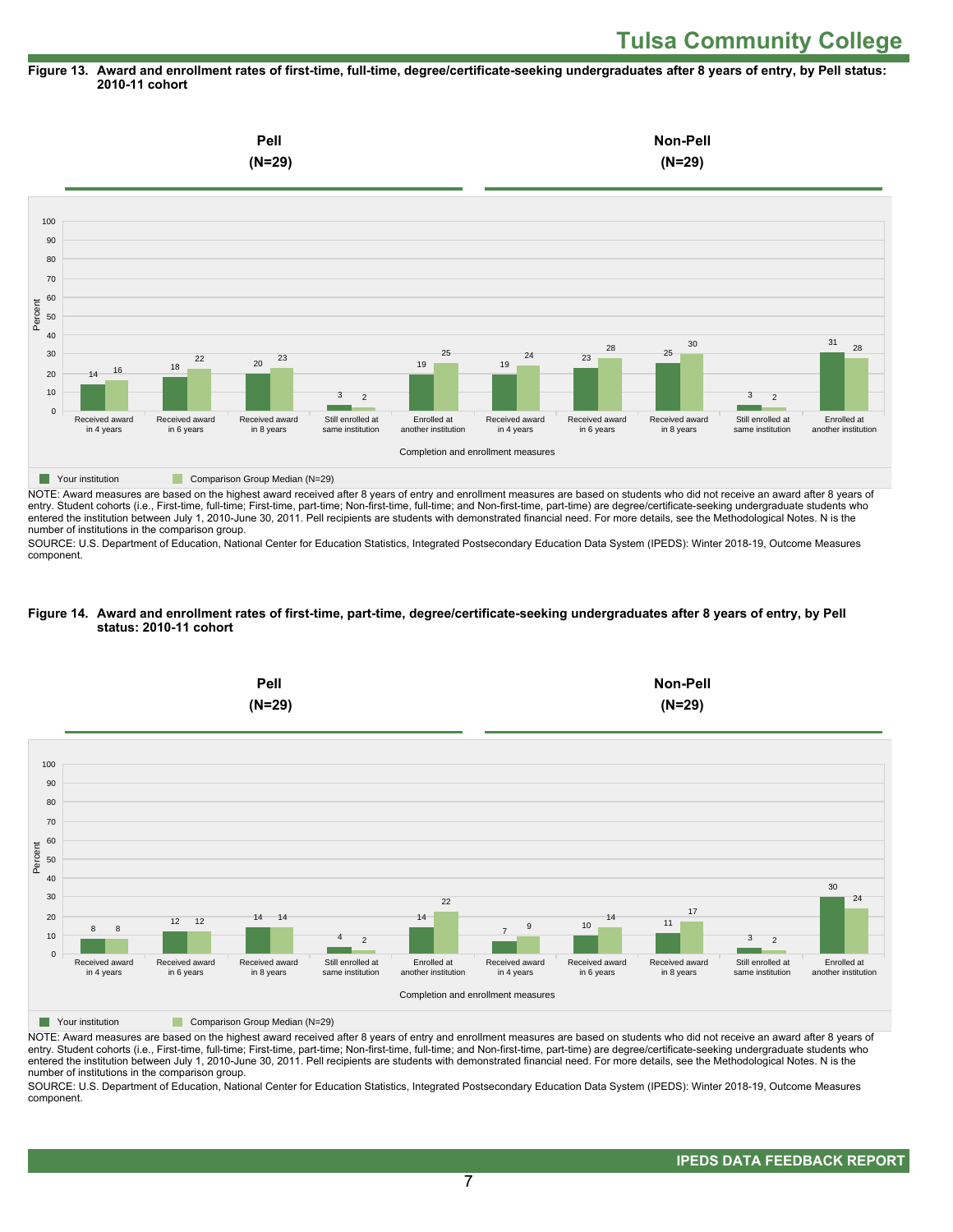**Figure 13. Award and enrollment rates of first-time, full-time, degree/certificate-seeking undergraduates after 8 years of entry, by Pell status: 2010-11 cohort**

| Completion and enrollment measures | Pell (N=29): Your institution | Pell (N=29): Comparison Group Median (N=29) | Non-Pell (N=29): Your institution | Non-Pell (N=29): Comparison Group Median (N=29) |
|---|---|---|---|---|
| Received award in 4 years | 14 | 16 | 19 | 24 |
| Received award in 6 years | 18 | 22 | 23 | 28 |
| Received award in 8 years | 20 | 23 | 25 | 30 |
| Still enrolled at same institution | 3 | 2 | 3 | 2 |
| Enrolled at another institution | 19 | 25 | 31 | 28 |

NOTE: Award measures are based on the highest award received after 8 years of entry and enrollment measures are based on students who did not receive an award after 8 years of entry. Student cohorts (i.e., First-time, full-time; First-time, part-time; Non-first-time, full-time; and Non-first-time, part-time) are degree/certificate-seeking undergraduate students who entered the institution between July 1, 2010-June 30, 2011. Pell recipients are students with demonstrated financial need. For more details, see the Methodological Notes. N is the number of institutions in the comparison group.

SOURCE: U.S. Department of Education, National Center for Education Statistics, Integrated Postsecondary Education Data System (IPEDS): Winter 2018-19, Outcome Measures component.

**Figure 14. Award and enrollment rates of first-time, part-time, degree/certificate-seeking undergraduates after 8 years of entry, by Pell status: 2010-11 cohort**

| Completion and enrollment measures | Pell (N=29): Your institution | Pell (N=29): Comparison Group Median (N=29) | Non-Pell (N=29): Your institution | Non-Pell (N=29): Comparison Group Median (N=29) |
|---|---|---|---|---|
| Received award in 4 years | 8 | 8 | 7 | 9 |
| Received award in 6 years | 12 | 12 | 10 | 14 |
| Received award in 8 years | 14 | 14 | 11 | 17 |
| Still enrolled at same institution | 4 | 2 | 3 | 2 |
| Enrolled at another institution | 14 | 22 | 30 | 24 |

NOTE: Award measures are based on the highest award received after 8 years of entry and enrollment measures are based on students who did not receive an award after 8 years of entry. Student cohorts (i.e., First-time, full-time; First-time, part-time; Non-first-time, full-time; and Non-first-time, part-time) are degree/certificate-seeking undergraduate students who entered the institution between July 1, 2010-June 30, 2011. Pell recipients are students with demonstrated financial need. For more details, see the Methodological Notes. N is the number of institutions in the comparison group.

SOURCE: U.S. Department of Education, National Center for Education Statistics, Integrated Postsecondary Education Data System (IPEDS): Winter 2018-19, Outcome Measures component.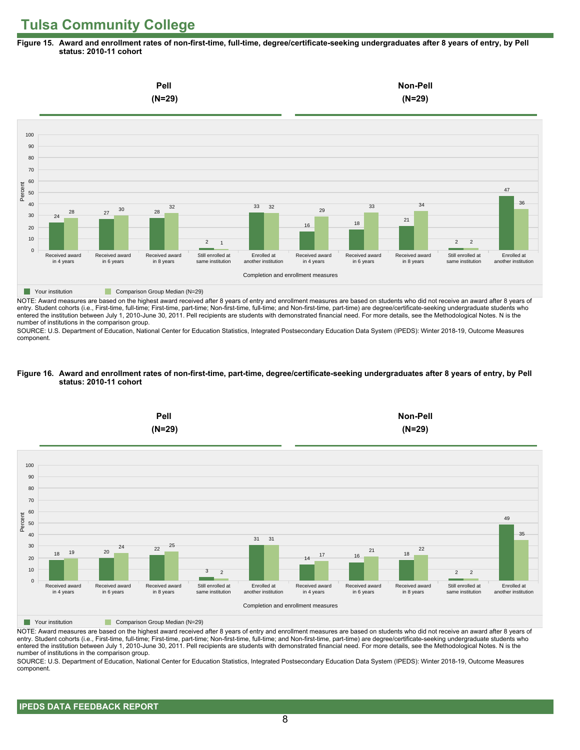# Tulsa Community College

**Figure 15. Award and enrollment rates of non-first-time, full-time, degree/certificate-seeking undergraduates after 8 years of entry, by Pell status: 2010-11 cohort**

| Completion and enrollment measures | Pell (N=29): Your institution | Pell (N=29): Comparison Group Median (N=29) | Non-Pell (N=29): Your institution | Non-Pell (N=29): Comparison Group Median (N=29) |
|---|---|---|---|---|
| Received award in 4 years | 24 | 28 | 16 | 29 |
| Received award in 6 years | 27 | 30 | 18 | 33 |
| Received award in 8 years | 28 | 32 | 21 | 34 |
| Still enrolled at same institution | 2 | 1 | 2 | 2 |
| Enrolled at another institution | 33 | 32 | 47 | 36 |

NOTE: Award measures are based on the highest award received after 8 years of entry and enrollment measures are based on students who did not receive an award after 8 years of entry. Student cohorts (i.e., First-time, full-time; First-time, part-time; Non-first-time, full-time; and Non-first-time, part-time) are degree/certificate-seeking undergraduate students who entered the institution between July 1, 2010-June 30, 2011. Pell recipients are students with demonstrated financial need. For more details, see the Methodological Notes. N is the number of institutions in the comparison group.

SOURCE: U.S. Department of Education, National Center for Education Statistics, Integrated Postsecondary Education Data System (IPEDS): Winter 2018-19, Outcome Measures component.

**Figure 16. Award and enrollment rates of non-first-time, part-time, degree/certificate-seeking undergraduates after 8 years of entry, by Pell status: 2010-11 cohort**

| Completion and enrollment measures | Pell (N=29): Your institution | Pell (N=29): Comparison Group Median (N=29) | Non-Pell (N=29): Your institution | Non-Pell (N=29): Comparison Group Median (N=29) |
|---|---|---|---|---|
| Received award in 4 years | 18 | 19 | 14 | 17 |
| Received award in 6 years | 20 | 24 | 16 | 21 |
| Received award in 8 years | 22 | 25 | 18 | 22 |
| Still enrolled at same institution | 3 | 2 | 2 | 2 |
| Enrolled at another institution | 31 | 31 | 49 | 35 |

NOTE: Award measures are based on the highest award received after 8 years of entry and enrollment measures are based on students who did not receive an award after 8 years of entry. Student cohorts (i.e., First-time, full-time; First-time, part-time; Non-first-time, full-time; and Non-first-time, part-time) are degree/certificate-seeking undergraduate students who entered the institution between July 1, 2010-June 30, 2011. Pell recipients are students with demonstrated financial need. For more details, see the Methodological Notes. N is the number of institutions in the comparison group.

SOURCE: U.S. Department of Education, National Center for Education Statistics, Integrated Postsecondary Education Data System (IPEDS): Winter 2018-19, Outcome Measures component.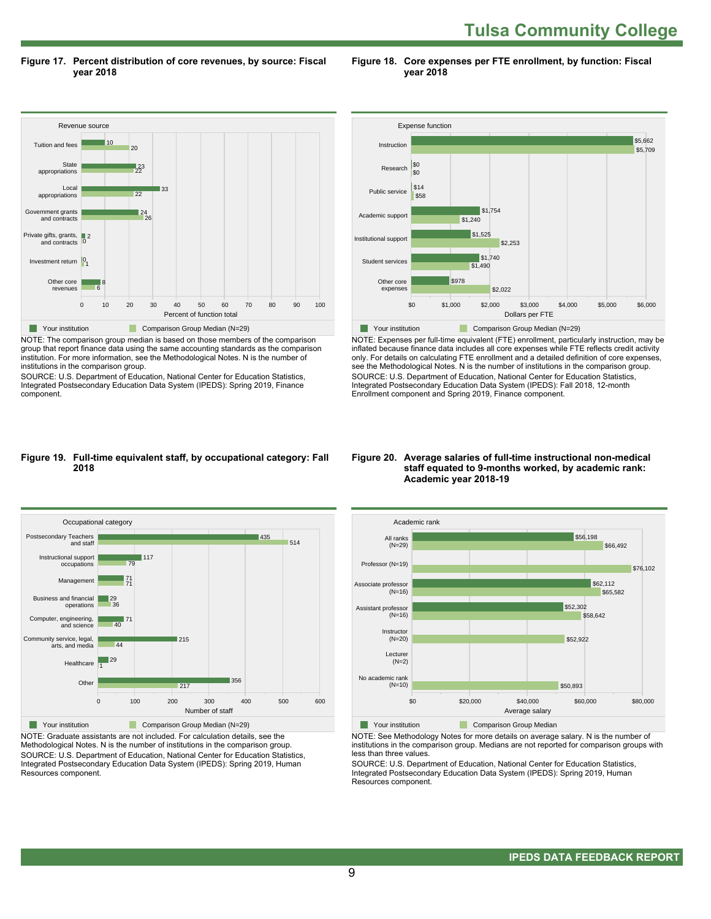# Tulsa Community College

**Figure 17. Percent distribution of core revenues, by source: Fiscal year 2018**

| Revenue source | Your institution | Comparison Group Median (N=29) |
|---|---|---|
| Tuition and fees | 10 | 20 |
| State appropriations | 23 | 22 |
| Local appropriations | 33 | 22 |
| Government grants and contracts | 24 | 26 |
| Private gifts, grants, and contracts | 2 | 0 |
| Investment return | 0 | 1 |
| Other core revenues | 8 | 6 |

Percent of function total

NOTE: The comparison group median is based on those members of the comparison group that report finance data using the same accounting standards as the comparison institution. For more information, see the Methodological Notes. N is the number of institutions in the comparison group.
SOURCE: U.S. Department of Education, National Center for Education Statistics, Integrated Postsecondary Education Data System (IPEDS): Spring 2019, Finance component.

**Figure 18. Core expenses per FTE enrollment, by function: Fiscal year 2018**

| Expense function | Your institution | Comparison Group Median (N=29) |
|---|---|---|
| Instruction | $5,662 | $5,709 |
| Research | $0 | $0 |
| Public service | $14 | $58 |
| Academic support | $1,754 | $1,240 |
| Institutional support | $1,525 | $2,253 |
| Student services | $1,740 | $1,490 |
| Other core expenses | $978 | $2,022 |

Dollars per FTE

NOTE: Expenses per full-time equivalent (FTE) enrollment, particularly instruction, may be inflated because finance data includes all core expenses while FTE reflects credit activity only. For details on calculating FTE enrollment and a detailed definition of core expenses, see the Methodological Notes. N is the number of institutions in the comparison group.
SOURCE: U.S. Department of Education, National Center for Education Statistics, Integrated Postsecondary Education Data System (IPEDS): Fall 2018, 12-month Enrollment component and Spring 2019, Finance component.

**Figure 19. Full-time equivalent staff, by occupational category: Fall 2018**

| Occupational category | Your institution | Comparison Group Median (N=29) |
|---|---|---|
| Postsecondary Teachers and staff | 435 | 514 |
| Instructional support occupations | 117 | 79 |
| Management | 71 | 71 |
| Business and financial operations | 29 | 36 |
| Computer, engineering, and science | 71 | 40 |
| Community service, legal, arts, and media | 215 | 44 |
| Healthcare | 29 | 1 |
| Other | 356 | 217 |

Number of staff

NOTE: Graduate assistants are not included. For calculation details, see the Methodological Notes. N is the number of institutions in the comparison group.
SOURCE: U.S. Department of Education, National Center for Education Statistics, Integrated Postsecondary Education Data System (IPEDS): Spring 2019, Human Resources component.

**Figure 20. Average salaries of full-time instructional non-medical staff equated to 9-months worked, by academic rank: Academic year 2018-19**

| Academic rank | Your institution | Comparison Group Median |
|---|---|---|
| All ranks (N=29) | $56,198 | $66,492 |
| Professor (N=19) | | $76,102 |
| Associate professor (N=16) | $62,112 | $65,582 |
| Assistant professor (N=16) | $52,302 | $58,642 |
| Instructor (N=20) | | $52,922 |
| Lecturer (N=2) | | |
| No academic rank (N=10) | | $50,893 |

Average salary

NOTE: See Methodology Notes for more details on average salary. N is the number of institutions in the comparison group. Medians are not reported for comparison groups with less than three values.
SOURCE: U.S. Department of Education, National Center for Education Statistics, Integrated Postsecondary Education Data System (IPEDS): Spring 2019, Human Resources component.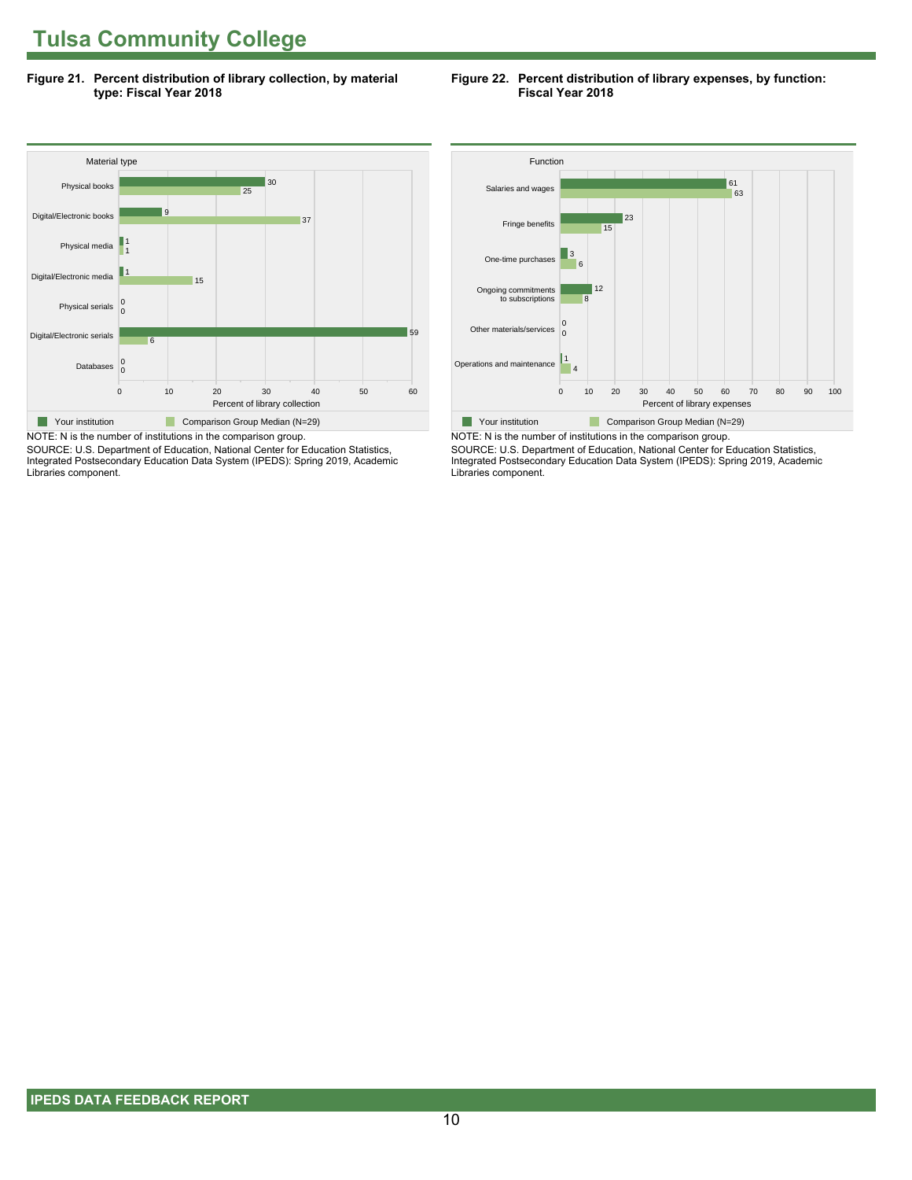# Tulsa Community College

**Figure 21. Percent distribution of library collection, by material type: Fiscal Year 2018**

| Material type | Your institution | Comparison Group Median (N=29) |
|---|---|---|
| Physical books | 30 | 25 |
| Digital/Electronic books | 9 | 37 |
| Physical media | 1 | 1 |
| Digital/Electronic media | 1 | 15 |
| Physical serials | 0 | 0 |
| Digital/Electronic serials | 59 | 6 |
| Databases | 0 | 0 |

Percent of library collection

NOTE: N is the number of institutions in the comparison group.
SOURCE: U.S. Department of Education, National Center for Education Statistics, Integrated Postsecondary Education Data System (IPEDS): Spring 2019, Academic Libraries component.

**Figure 22. Percent distribution of library expenses, by function: Fiscal Year 2018**

| Function | Your institution | Comparison Group Median (N=29) |
|---|---|---|
| Salaries and wages | 61 | 63 |
| Fringe benefits | 23 | 15 |
| One-time purchases | 3 | 6 |
| Ongoing commitments to subscriptions | 12 | 8 |
| Other materials/services | 0 | 0 |
| Operations and maintenance | 1 | 4 |

Percent of library expenses

NOTE: N is the number of institutions in the comparison group.
SOURCE: U.S. Department of Education, National Center for Education Statistics, Integrated Postsecondary Education Data System (IPEDS): Spring 2019, Academic Libraries component.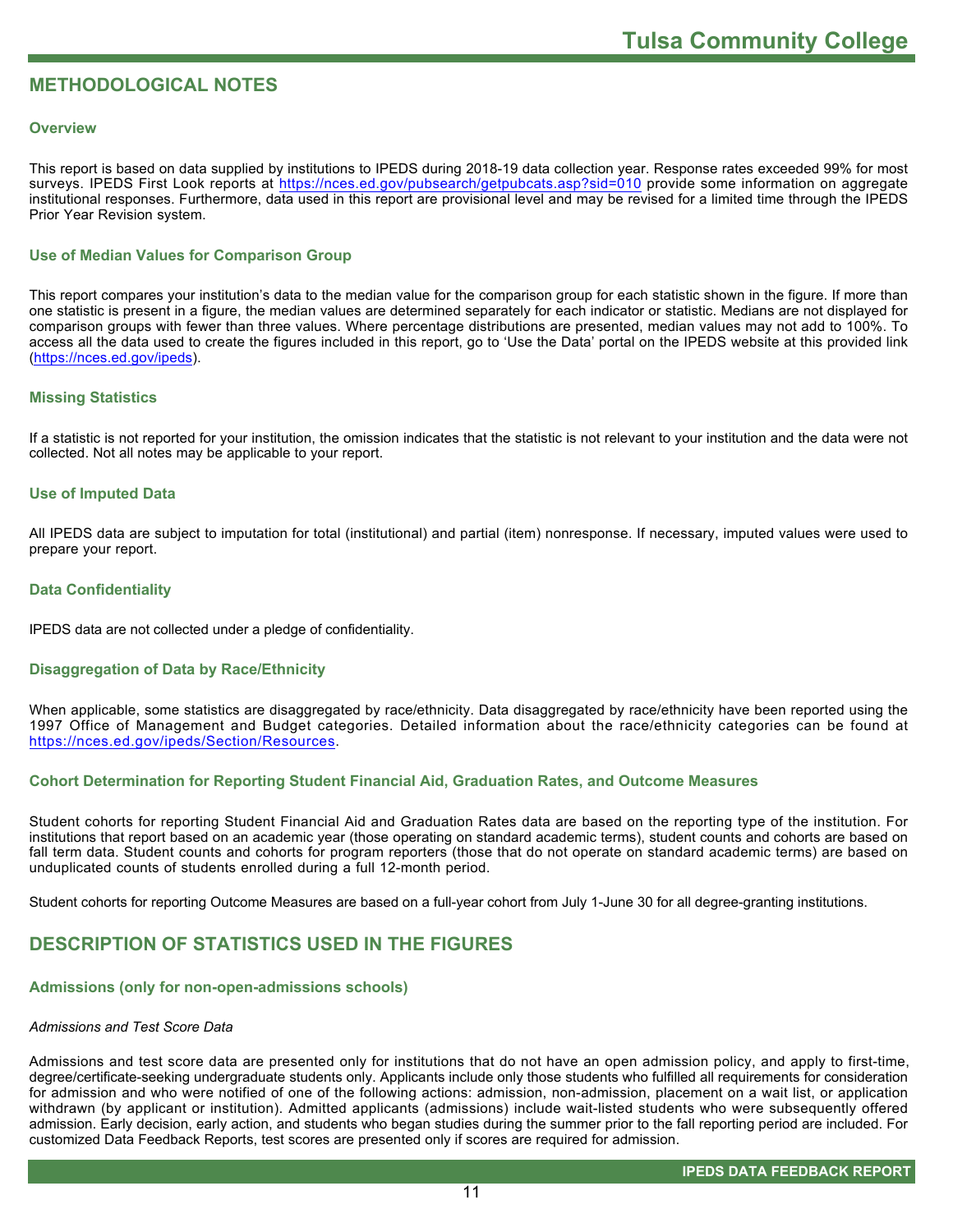## METHODOLOGICAL NOTES

### Overview

This report is based on data supplied by institutions to IPEDS during 2018-19 data collection year. Response rates exceeded 99% for most surveys. IPEDS First Look reports at https://nces.ed.gov/pubsearch/getpubcats.asp?sid=010 provide some information on aggregate institutional responses. Furthermore, data used in this report are provisional level and may be revised for a limited time through the IPEDS Prior Year Revision system.

### Use of Median Values for Comparison Group

This report compares your institution's data to the median value for the comparison group for each statistic shown in the figure. If more than one statistic is present in a figure, the median values are determined separately for each indicator or statistic. Medians are not displayed for comparison groups with fewer than three values. Where percentage distributions are presented, median values may not add to 100%. To access all the data used to create the figures included in this report, go to 'Use the Data' portal on the IPEDS website at this provided link (https://nces.ed.gov/ipeds).

### Missing Statistics

If a statistic is not reported for your institution, the omission indicates that the statistic is not relevant to your institution and the data were not collected. Not all notes may be applicable to your report.

### Use of Imputed Data

All IPEDS data are subject to imputation for total (institutional) and partial (item) nonresponse. If necessary, imputed values were used to prepare your report.

### Data Confidentiality

IPEDS data are not collected under a pledge of confidentiality.

### Disaggregation of Data by Race/Ethnicity

When applicable, some statistics are disaggregated by race/ethnicity. Data disaggregated by race/ethnicity have been reported using the 1997 Office of Management and Budget categories. Detailed information about the race/ethnicity categories can be found at https://nces.ed.gov/ipeds/Section/Resources.

### Cohort Determination for Reporting Student Financial Aid, Graduation Rates, and Outcome Measures

Student cohorts for reporting Student Financial Aid and Graduation Rates data are based on the reporting type of the institution. For institutions that report based on an academic year (those operating on standard academic terms), student counts and cohorts are based on fall term data. Student counts and cohorts for program reporters (those that do not operate on standard academic terms) are based on unduplicated counts of students enrolled during a full 12-month period.

Student cohorts for reporting Outcome Measures are based on a full-year cohort from July 1-June 30 for all degree-granting institutions.

## DESCRIPTION OF STATISTICS USED IN THE FIGURES

### Admissions (only for non-open-admissions schools)

*Admissions and Test Score Data*

Admissions and test score data are presented only for institutions that do not have an open admission policy, and apply to first-time, degree/certificate-seeking undergraduate students only. Applicants include only those students who fulfilled all requirements for consideration for admission and who were notified of one of the following actions: admission, non-admission, placement on a wait list, or application withdrawn (by applicant or institution). Admitted applicants (admissions) include wait-listed students who were subsequently offered admission. Early decision, early action, and students who began studies during the summer prior to the fall reporting period are included. For customized Data Feedback Reports, test scores are presented only if scores are required for admission.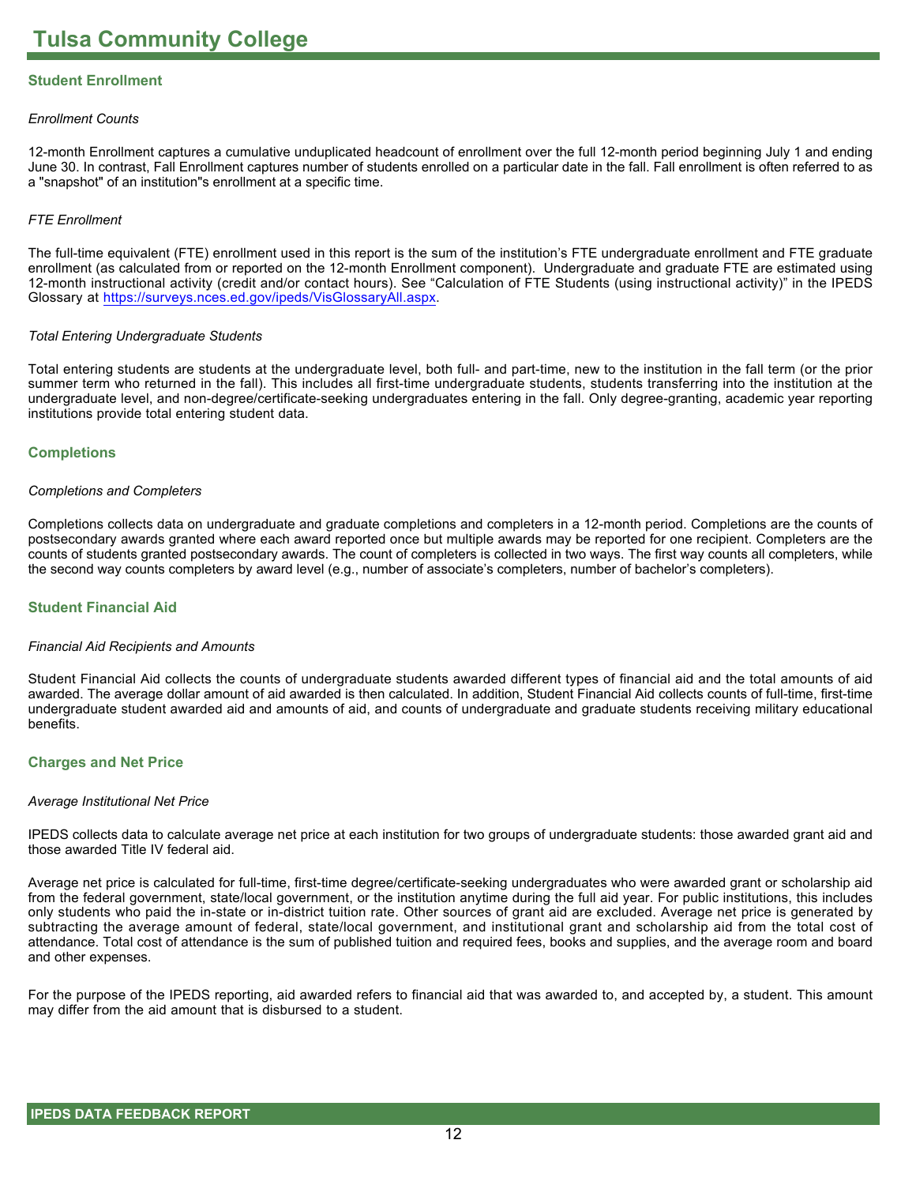# Tulsa Community College

## Student Enrollment

*Enrollment Counts*

12-month Enrollment captures a cumulative unduplicated headcount of enrollment over the full 12-month period beginning July 1 and ending June 30. In contrast, Fall Enrollment captures number of students enrolled on a particular date in the fall. Fall enrollment is often referred to as a "snapshot" of an institution"s enrollment at a specific time.

*FTE Enrollment*

The full-time equivalent (FTE) enrollment used in this report is the sum of the institution's FTE undergraduate enrollment and FTE graduate enrollment (as calculated from or reported on the 12-month Enrollment component). Undergraduate and graduate FTE are estimated using 12-month instructional activity (credit and/or contact hours). See "Calculation of FTE Students (using instructional activity)" in the IPEDS Glossary at https://surveys.nces.ed.gov/ipeds/VisGlossaryAll.aspx.

*Total Entering Undergraduate Students*

Total entering students are students at the undergraduate level, both full- and part-time, new to the institution in the fall term (or the prior summer term who returned in the fall). This includes all first-time undergraduate students, students transferring into the institution at the undergraduate level, and non-degree/certificate-seeking undergraduates entering in the fall. Only degree-granting, academic year reporting institutions provide total entering student data.

## Completions

*Completions and Completers*

Completions collects data on undergraduate and graduate completions and completers in a 12-month period. Completions are the counts of postsecondary awards granted where each award reported once but multiple awards may be reported for one recipient. Completers are the counts of students granted postsecondary awards. The count of completers is collected in two ways. The first way counts all completers, while the second way counts completers by award level (e.g., number of associate's completers, number of bachelor's completers).

## Student Financial Aid

*Financial Aid Recipients and Amounts*

Student Financial Aid collects the counts of undergraduate students awarded different types of financial aid and the total amounts of aid awarded. The average dollar amount of aid awarded is then calculated. In addition, Student Financial Aid collects counts of full-time, first-time undergraduate student awarded aid and amounts of aid, and counts of undergraduate and graduate students receiving military educational benefits.

## Charges and Net Price

*Average Institutional Net Price*

IPEDS collects data to calculate average net price at each institution for two groups of undergraduate students: those awarded grant aid and those awarded Title IV federal aid.

Average net price is calculated for full-time, first-time degree/certificate-seeking undergraduates who were awarded grant or scholarship aid from the federal government, state/local government, or the institution anytime during the full aid year. For public institutions, this includes only students who paid the in-state or in-district tuition rate. Other sources of grant aid are excluded. Average net price is generated by subtracting the average amount of federal, state/local government, and institutional grant and scholarship aid from the total cost of attendance. Total cost of attendance is the sum of published tuition and required fees, books and supplies, and the average room and board and other expenses.

For the purpose of the IPEDS reporting, aid awarded refers to financial aid that was awarded to, and accepted by, a student. This amount may differ from the aid amount that is disbursed to a student.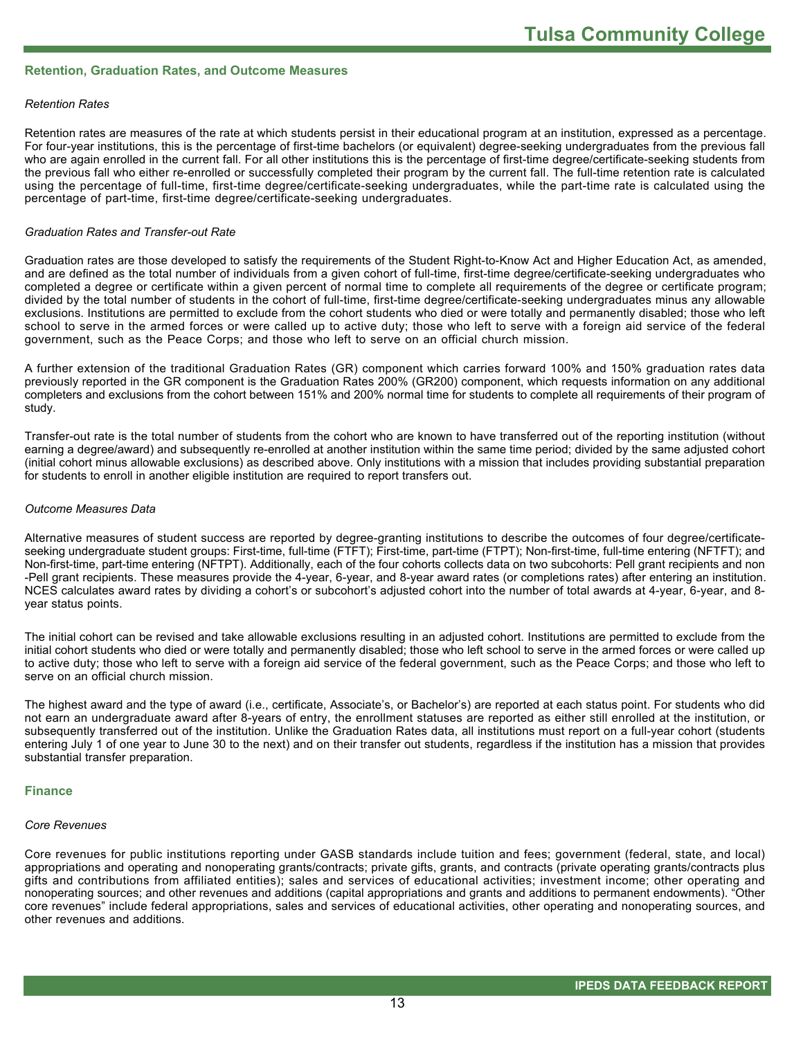## Retention, Graduation Rates, and Outcome Measures

*Retention Rates*

Retention rates are measures of the rate at which students persist in their educational program at an institution, expressed as a percentage. For four-year institutions, this is the percentage of first-time bachelors (or equivalent) degree-seeking undergraduates from the previous fall who are again enrolled in the current fall. For all other institutions this is the percentage of first-time degree/certificate-seeking students from the previous fall who either re-enrolled or successfully completed their program by the current fall. The full-time retention rate is calculated using the percentage of full-time, first-time degree/certificate-seeking undergraduates, while the part-time rate is calculated using the percentage of part-time, first-time degree/certificate-seeking undergraduates.

*Graduation Rates and Transfer-out Rate*

Graduation rates are those developed to satisfy the requirements of the Student Right-to-Know Act and Higher Education Act, as amended, and are defined as the total number of individuals from a given cohort of full-time, first-time degree/certificate-seeking undergraduates who completed a degree or certificate within a given percent of normal time to complete all requirements of the degree or certificate program; divided by the total number of students in the cohort of full-time, first-time degree/certificate-seeking undergraduates minus any allowable exclusions. Institutions are permitted to exclude from the cohort students who died or were totally and permanently disabled; those who left school to serve in the armed forces or were called up to active duty; those who left to serve with a foreign aid service of the federal government, such as the Peace Corps; and those who left to serve on an official church mission.

A further extension of the traditional Graduation Rates (GR) component which carries forward 100% and 150% graduation rates data previously reported in the GR component is the Graduation Rates 200% (GR200) component, which requests information on any additional completers and exclusions from the cohort between 151% and 200% normal time for students to complete all requirements of their program of study.

Transfer-out rate is the total number of students from the cohort who are known to have transferred out of the reporting institution (without earning a degree/award) and subsequently re-enrolled at another institution within the same time period; divided by the same adjusted cohort (initial cohort minus allowable exclusions) as described above. Only institutions with a mission that includes providing substantial preparation for students to enroll in another eligible institution are required to report transfers out.

*Outcome Measures Data*

Alternative measures of student success are reported by degree-granting institutions to describe the outcomes of four degree/certificate-seeking undergraduate student groups: First-time, full-time (FTFT); First-time, part-time (FTPT); Non-first-time, full-time entering (NFTFT); and Non-first-time, part-time entering (NFTPT). Additionally, each of the four cohorts collects data on two subcohorts: Pell grant recipients and non-Pell grant recipients. These measures provide the 4-year, 6-year, and 8-year award rates (or completions rates) after entering an institution. NCES calculates award rates by dividing a cohort's or subcohort's adjusted cohort into the number of total awards at 4-year, 6-year, and 8-year status points.

The initial cohort can be revised and take allowable exclusions resulting in an adjusted cohort. Institutions are permitted to exclude from the initial cohort students who died or were totally and permanently disabled; those who left school to serve in the armed forces or were called up to active duty; those who left to serve with a foreign aid service of the federal government, such as the Peace Corps; and those who left to serve on an official church mission.

The highest award and the type of award (i.e., certificate, Associate's, or Bachelor's) are reported at each status point. For students who did not earn an undergraduate award after 8-years of entry, the enrollment statuses are reported as either still enrolled at the institution, or subsequently transferred out of the institution. Unlike the Graduation Rates data, all institutions must report on a full-year cohort (students entering July 1 of one year to June 30 to the next) and on their transfer out students, regardless if the institution has a mission that provides substantial transfer preparation.

## Finance

*Core Revenues*

Core revenues for public institutions reporting under GASB standards include tuition and fees; government (federal, state, and local) appropriations and operating and nonoperating grants/contracts; private gifts, grants, and contracts (private operating grants/contracts plus gifts and contributions from affiliated entities); sales and services of educational activities; investment income; other operating and nonoperating sources; and other revenues and additions (capital appropriations and grants and additions to permanent endowments). "Other core revenues" include federal appropriations, sales and services of educational activities, other operating and nonoperating sources, and other revenues and additions.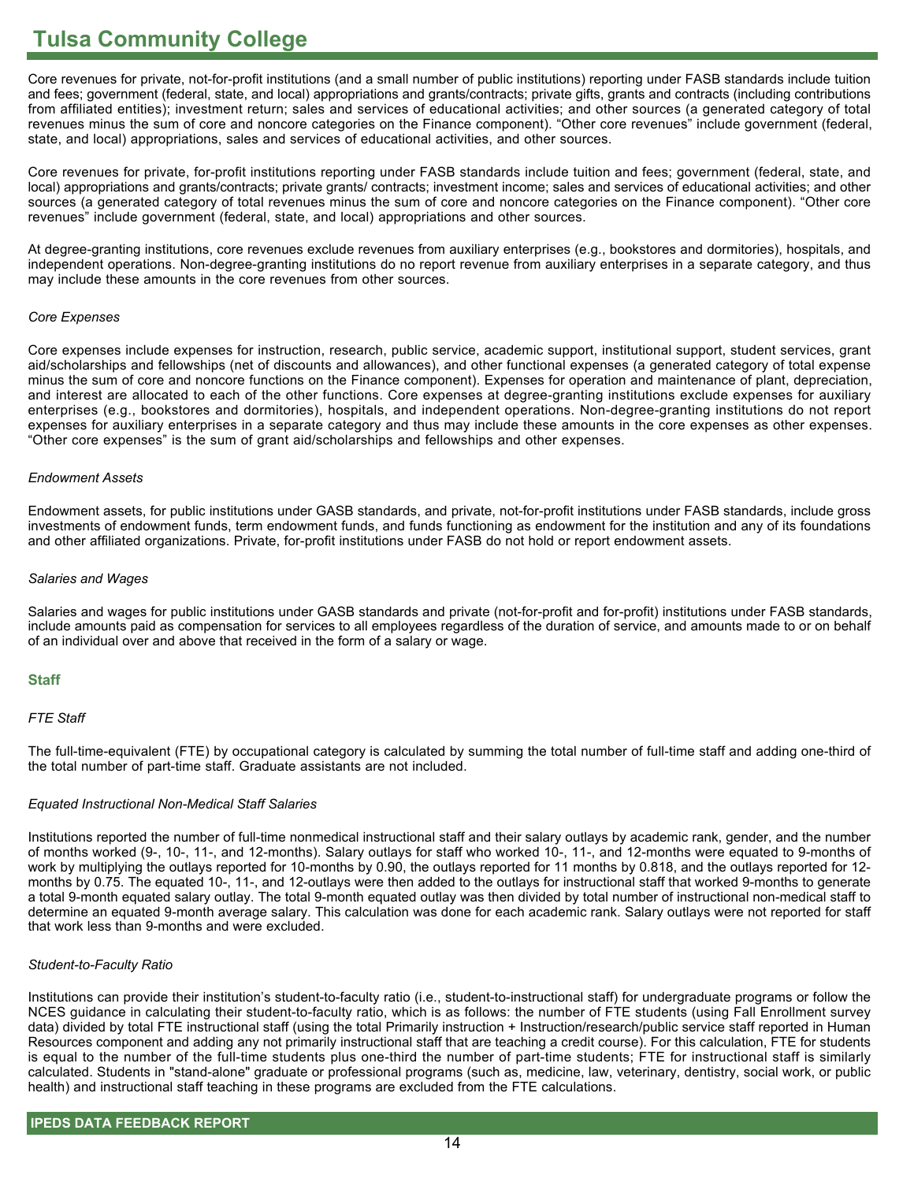Core revenues for private, not-for-profit institutions (and a small number of public institutions) reporting under FASB standards include tuition and fees; government (federal, state, and local) appropriations and grants/contracts; private gifts, grants and contracts (including contributions from affiliated entities); investment return; sales and services of educational activities; and other sources (a generated category of total revenues minus the sum of core and noncore categories on the Finance component). “Other core revenues” include government (federal, state, and local) appropriations, sales and services of educational activities, and other sources.

Core revenues for private, for-profit institutions reporting under FASB standards include tuition and fees; government (federal, state, and local) appropriations and grants/contracts; private grants/ contracts; investment income; sales and services of educational activities; and other sources (a generated category of total revenues minus the sum of core and noncore categories on the Finance component). “Other core revenues” include government (federal, state, and local) appropriations and other sources.

At degree-granting institutions, core revenues exclude revenues from auxiliary enterprises (e.g., bookstores and dormitories), hospitals, and independent operations. Non-degree-granting institutions do no report revenue from auxiliary enterprises in a separate category, and thus may include these amounts in the core revenues from other sources.

*Core Expenses*

Core expenses include expenses for instruction, research, public service, academic support, institutional support, student services, grant aid/scholarships and fellowships (net of discounts and allowances), and other functional expenses (a generated category of total expense minus the sum of core and noncore functions on the Finance component). Expenses for operation and maintenance of plant, depreciation, and interest are allocated to each of the other functions. Core expenses at degree-granting institutions exclude expenses for auxiliary enterprises (e.g., bookstores and dormitories), hospitals, and independent operations. Non-degree-granting institutions do not report expenses for auxiliary enterprises in a separate category and thus may include these amounts in the core expenses as other expenses. “Other core expenses” is the sum of grant aid/scholarships and fellowships and other expenses.

*Endowment Assets*

Endowment assets, for public institutions under GASB standards, and private, not-for-profit institutions under FASB standards, include gross investments of endowment funds, term endowment funds, and funds functioning as endowment for the institution and any of its foundations and other affiliated organizations. Private, for-profit institutions under FASB do not hold or report endowment assets.

*Salaries and Wages*

Salaries and wages for public institutions under GASB standards and private (not-for-profit and for-profit) institutions under FASB standards, include amounts paid as compensation for services to all employees regardless of the duration of service, and amounts made to or on behalf of an individual over and above that received in the form of a salary or wage.

## Staff

*FTE Staff*

The full-time-equivalent (FTE) by occupational category is calculated by summing the total number of full-time staff and adding one-third of the total number of part-time staff. Graduate assistants are not included.

*Equated Instructional Non-Medical Staff Salaries*

Institutions reported the number of full-time nonmedical instructional staff and their salary outlays by academic rank, gender, and the number of months worked (9-, 10-, 11-, and 12-months). Salary outlays for staff who worked 10-, 11-, and 12-months were equated to 9-months of work by multiplying the outlays reported for 10-months by 0.90, the outlays reported for 11 months by 0.818, and the outlays reported for 12-months by 0.75. The equated 10-, 11-, and 12-outlays were then added to the outlays for instructional staff that worked 9-months to generate a total 9-month equated salary outlay. The total 9-month equated outlay was then divided by total number of instructional non-medical staff to determine an equated 9-month average salary. This calculation was done for each academic rank. Salary outlays were not reported for staff that work less than 9-months and were excluded.

*Student-to-Faculty Ratio*

Institutions can provide their institution’s student-to-faculty ratio (i.e., student-to-instructional staff) for undergraduate programs or follow the NCES guidance in calculating their student-to-faculty ratio, which is as follows: the number of FTE students (using Fall Enrollment survey data) divided by total FTE instructional staff (using the total Primarily instruction + Instruction/research/public service staff reported in Human Resources component and adding any not primarily instructional staff that are teaching a credit course). For this calculation, FTE for students is equal to the number of the full-time students plus one-third the number of part-time students; FTE for instructional staff is similarly calculated. Students in "stand-alone" graduate or professional programs (such as, medicine, law, veterinary, dentistry, social work, or public health) and instructional staff teaching in these programs are excluded from the FTE calculations.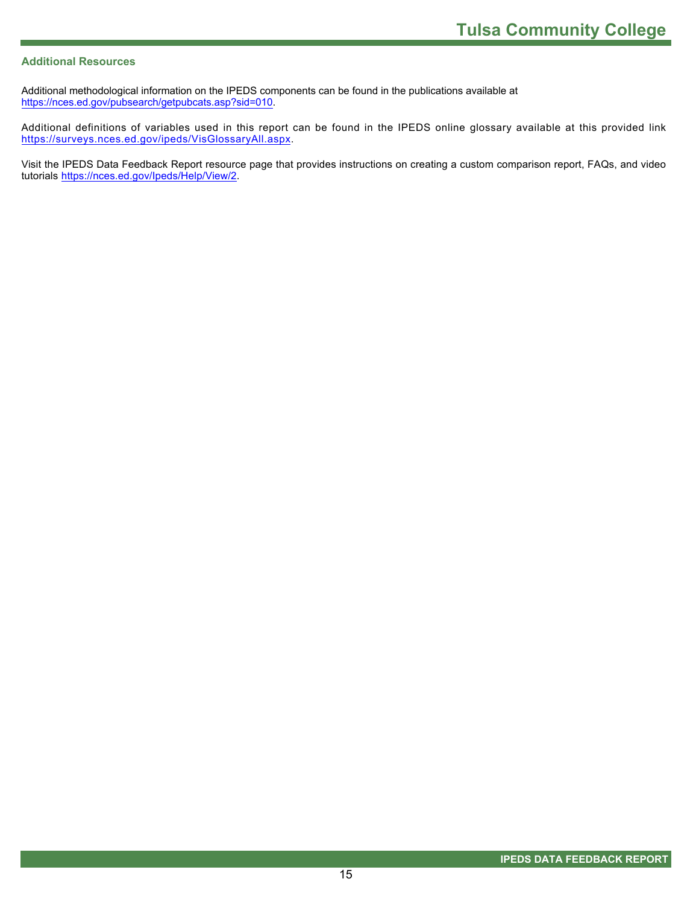## Additional Resources

Additional methodological information on the IPEDS components can be found in the publications available at https://nces.ed.gov/pubsearch/getpubcats.asp?sid=010.

Additional definitions of variables used in this report can be found in the IPEDS online glossary available at this provided link https://surveys.nces.ed.gov/ipeds/VisGlossaryAll.aspx.

Visit the IPEDS Data Feedback Report resource page that provides instructions on creating a custom comparison report, FAQs, and video tutorials https://nces.ed.gov/Ipeds/Help/View/2.